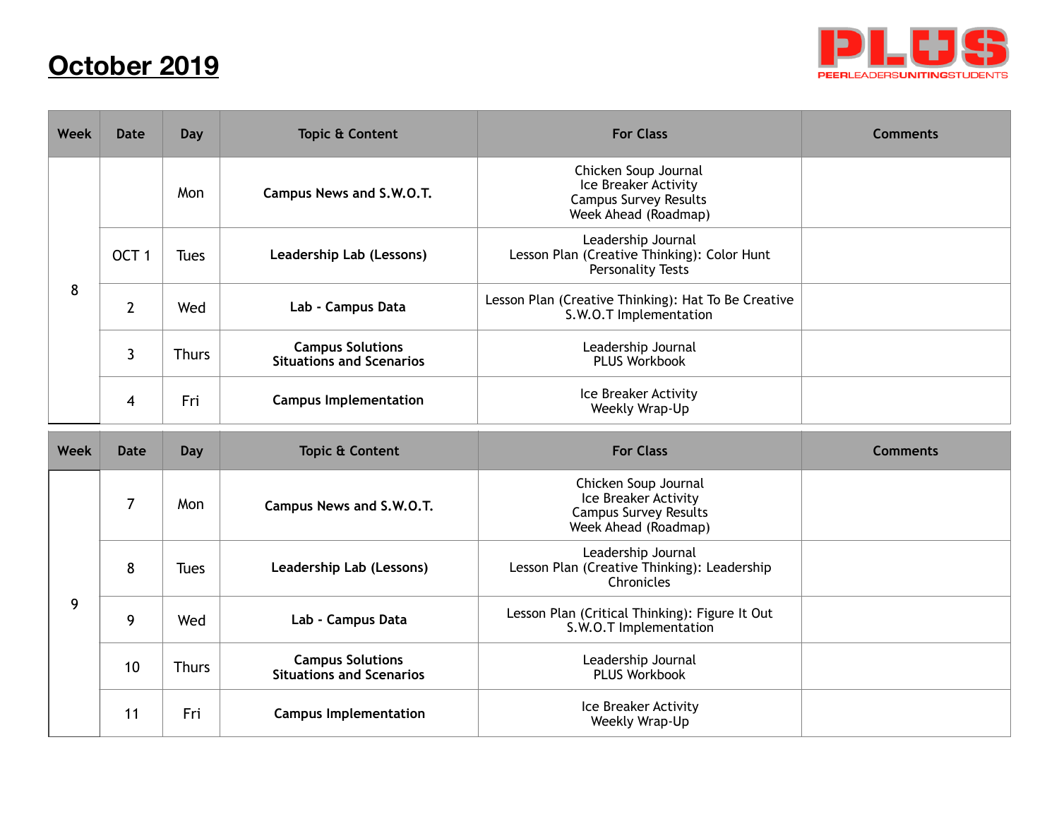# October 2019

PLUS
PEERLEADERSUNITINGSTUDENTS

| Week | Date | Day | Topic & Content | For Class | Comments |
|---|---|---|---|---|---|
| 8 | | Mon | **Campus News and S.W.O.T.** | Chicken Soup Journal<br>Ice Breaker Activity<br>Campus Survey Results<br>Week Ahead (Roadmap) | |
| | OCT 1 | Tues | **Leadership Lab (Lessons)** | Leadership Journal<br>Lesson Plan (Creative Thinking): Color Hunt<br>Personality Tests | |
| | 2 | Wed | **Lab - Campus Data** | Lesson Plan (Creative Thinking): Hat To Be Creative<br>S.W.O.T Implementation | |
| | 3 | Thurs | **Campus Solutions<br>Situations and Scenarios** | Leadership Journal<br>PLUS Workbook | |
| | 4 | Fri | **Campus Implementation** | Ice Breaker Activity<br>Weekly Wrap-Up | |

| Week | Date | Day | Topic & Content | For Class | Comments |
|---|---|---|---|---|---|
| 9 | 7 | Mon | **Campus News and S.W.O.T.** | Chicken Soup Journal<br>Ice Breaker Activity<br>Campus Survey Results<br>Week Ahead (Roadmap) | |
| | 8 | Tues | **Leadership Lab (Lessons)** | Leadership Journal<br>Lesson Plan (Creative Thinking): Leadership Chronicles | |
| | 9 | Wed | **Lab - Campus Data** | Lesson Plan (Critical Thinking): Figure It Out<br>S.W.O.T Implementation | |
| | 10 | Thurs | **Campus Solutions<br>Situations and Scenarios** | Leadership Journal<br>PLUS Workbook | |
| | 11 | Fri | **Campus Implementation** | Ice Breaker Activity<br>Weekly Wrap-Up | |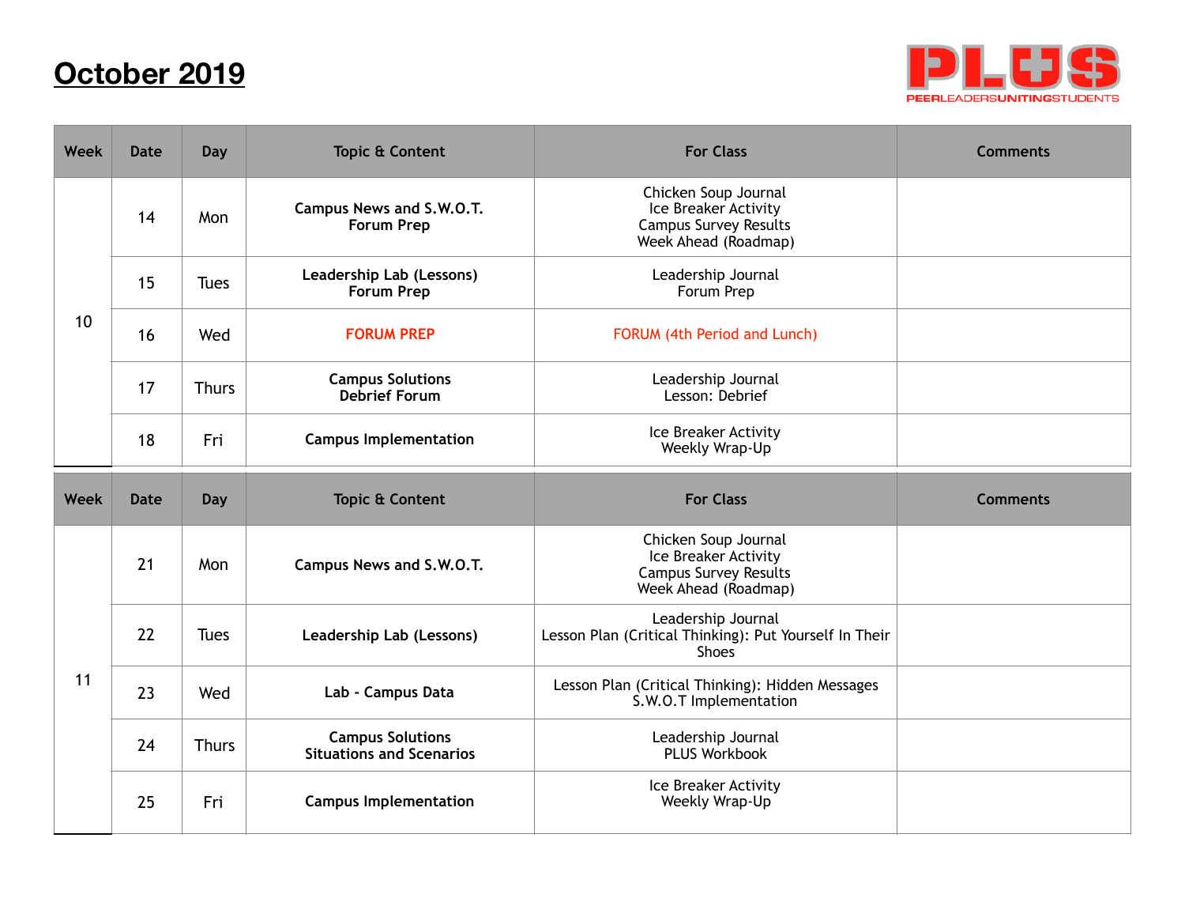# October 2019

PLUS
PEER LEADERS UNITING STUDENTS

| Week | Date | Day | Topic & Content | For Class | Comments |
|---|---|---|---|---|---|
| 10 | 14 | Mon | **Campus News and S.W.O.T.**<br>**Forum Prep** | Chicken Soup Journal<br>Ice Breaker Activity<br>Campus Survey Results<br>Week Ahead (Roadmap) | |
| | 15 | Tues | **Leadership Lab (Lessons)**<br>**Forum Prep** | Leadership Journal<br>Forum Prep | |
| | 16 | Wed | **FORUM PREP** | FORUM (4th Period and Lunch) | |
| | 17 | Thurs | **Campus Solutions**<br>**Debrief Forum** | Leadership Journal<br>Lesson: Debrief | |
| | 18 | Fri | **Campus Implementation** | Ice Breaker Activity<br>Weekly Wrap-Up | |

| Week | Date | Day | Topic & Content | For Class | Comments |
|---|---|---|---|---|---|
| 11 | 21 | Mon | **Campus News and S.W.O.T.** | Chicken Soup Journal<br>Ice Breaker Activity<br>Campus Survey Results<br>Week Ahead (Roadmap) | |
| | 22 | Tues | **Leadership Lab (Lessons)** | Leadership Journal<br>Lesson Plan (Critical Thinking): Put Yourself In Their Shoes | |
| | 23 | Wed | **Lab - Campus Data** | Lesson Plan (Critical Thinking): Hidden Messages<br>S.W.O.T Implementation | |
| | 24 | Thurs | **Campus Solutions**<br>**Situations and Scenarios** | Leadership Journal<br>PLUS Workbook | |
| | 25 | Fri | **Campus Implementation** | Ice Breaker Activity<br>Weekly Wrap-Up | |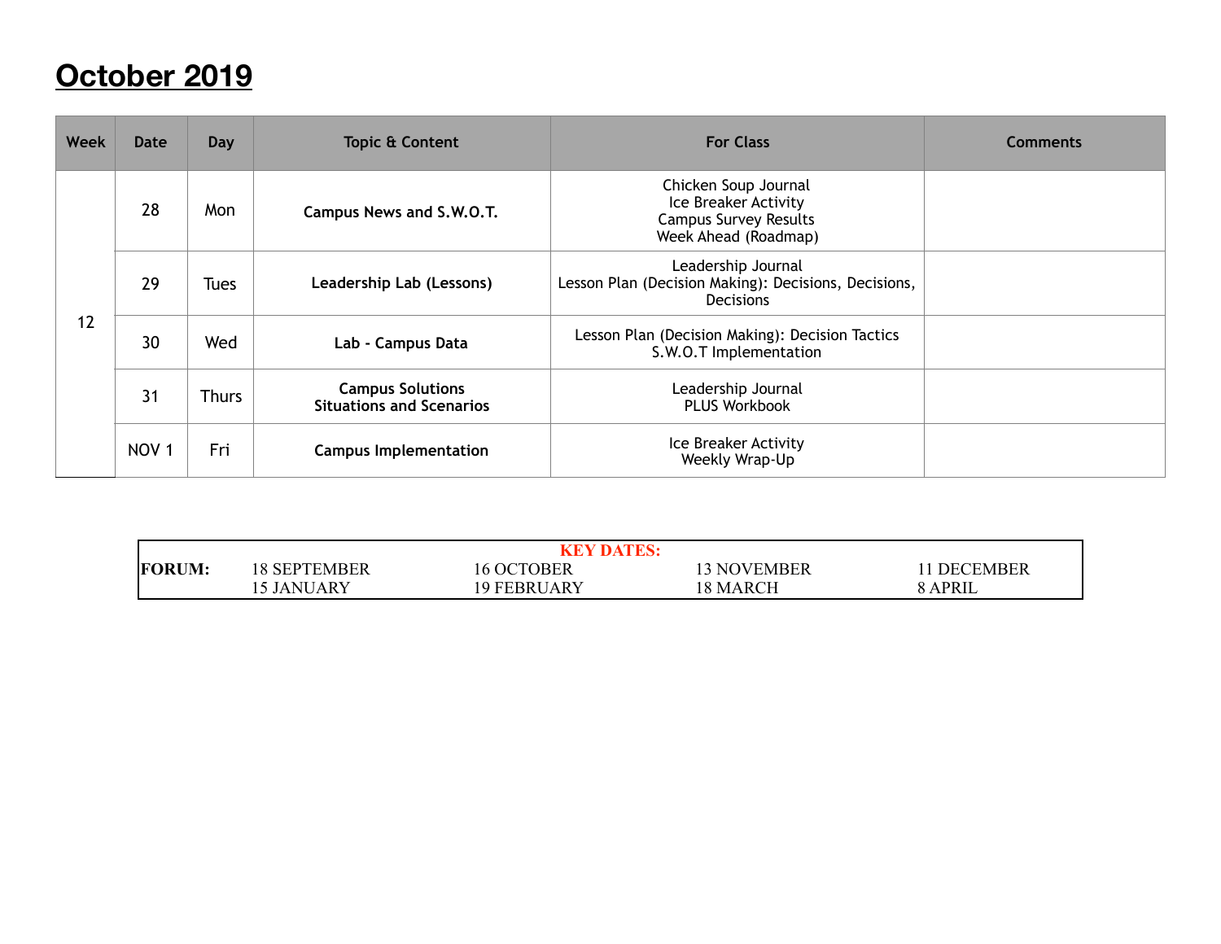# October 2019

| Week | Date | Day | Topic & Content | For Class | Comments |
|---|---|---|---|---|---|
| 12 | 28 | Mon | **Campus News and S.W.O.T.** | Chicken Soup Journal<br>Ice Breaker Activity<br>Campus Survey Results<br>Week Ahead (Roadmap) | |
| | 29 | Tues | **Leadership Lab (Lessons)** | Leadership Journal<br>Lesson Plan (Decision Making): Decisions, Decisions, Decisions | |
| | 30 | Wed | **Lab - Campus Data** | Lesson Plan (Decision Making): Decision Tactics<br>S.W.O.T Implementation | |
| | 31 | Thurs | **Campus Solutions<br>Situations and Scenarios** | Leadership Journal<br>PLUS Workbook | |
| | NOV 1 | Fri | **Campus Implementation** | Ice Breaker Activity<br>Weekly Wrap-Up | |

| KEY DATES: | | | | |
|---|---|---|---|---|
| **FORUM:** | 18 SEPTEMBER | 16 OCTOBER | 13 NOVEMBER | 11 DECEMBER |
| | 15 JANUARY | 19 FEBRUARY | 18 MARCH | 8 APRIL |